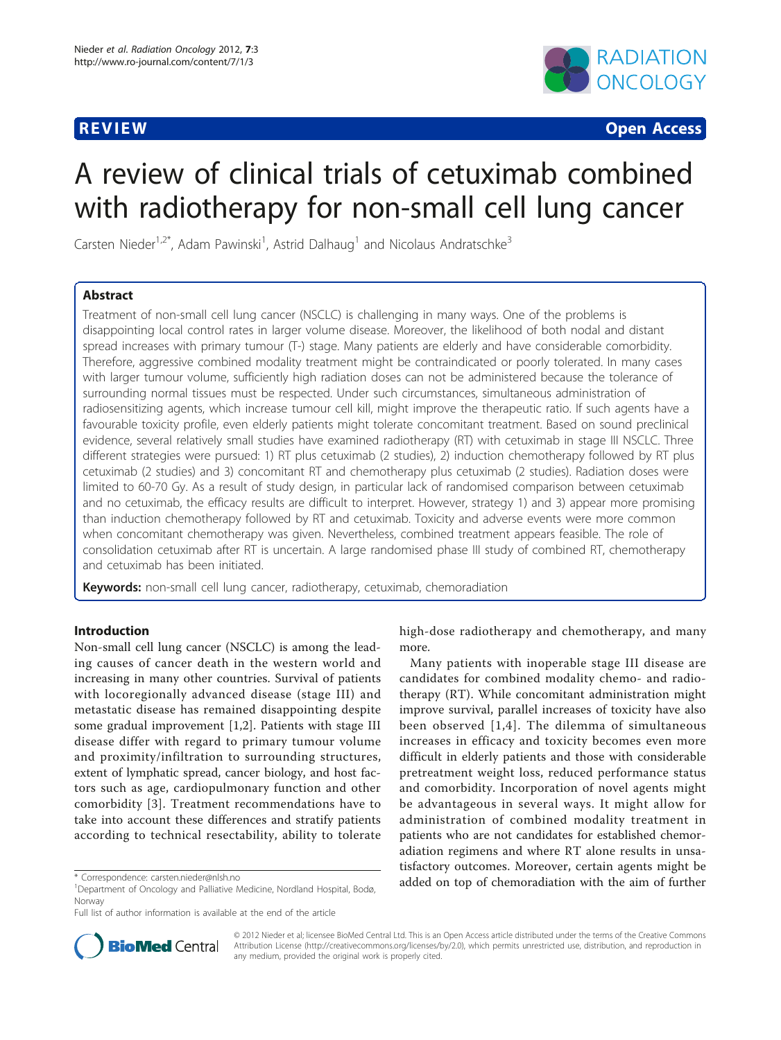**REVIEW** **Open Access**

# A review of clinical trials of cetuximab combined with radiotherapy for non-small cell lung cancer

Carsten Nieder[1,2*], Adam Pawinski[1], Astrid Dalhaug[1] and Nicolaus Andratschke[3]

## Abstract

Treatment of non-small cell lung cancer (NSCLC) is challenging in many ways. One of the problems is disappointing local control rates in larger volume disease. Moreover, the likelihood of both nodal and distant spread increases with primary tumour (T-) stage. Many patients are elderly and have considerable comorbidity. Therefore, aggressive combined modality treatment might be contraindicated or poorly tolerated. In many cases with larger tumour volume, sufficiently high radiation doses can not be administered because the tolerance of surrounding normal tissues must be respected. Under such circumstances, simultaneous administration of radiosensitizing agents, which increase tumour cell kill, might improve the therapeutic ratio. If such agents have a favourable toxicity profile, even elderly patients might tolerate concomitant treatment. Based on sound preclinical evidence, several relatively small studies have examined radiotherapy (RT) with cetuximab in stage III NSCLC. Three different strategies were pursued: 1) RT plus cetuximab (2 studies), 2) induction chemotherapy followed by RT plus cetuximab (2 studies) and 3) concomitant RT and chemotherapy plus cetuximab (2 studies). Radiation doses were limited to 60-70 Gy. As a result of study design, in particular lack of randomised comparison between cetuximab and no cetuximab, the efficacy results are difficult to interpret. However, strategy 1) and 3) appear more promising than induction chemotherapy followed by RT and cetuximab. Toxicity and adverse events were more common when concomitant chemotherapy was given. Nevertheless, combined treatment appears feasible. The role of consolidation cetuximab after RT is uncertain. A large randomised phase III study of combined RT, chemotherapy and cetuximab has been initiated.

**Keywords:** non-small cell lung cancer, radiotherapy, cetuximab, chemoradiation

## Introduction

Non-small cell lung cancer (NSCLC) is among the leading causes of cancer death in the western world and increasing in many other countries. Survival of patients with locoregionally advanced disease (stage III) and metastatic disease has remained disappointing despite some gradual improvement [1,2]. Patients with stage III disease differ with regard to primary tumour volume and proximity/infiltration to surrounding structures, extent of lymphatic spread, cancer biology, and host factors such as age, cardiopulmonary function and other comorbidity [3]. Treatment recommendations have to take into account these differences and stratify patients according to technical resectability, ability to tolerate high-dose radiotherapy and chemotherapy, and many more.

Many patients with inoperable stage III disease are candidates for combined modality chemo- and radiotherapy (RT). While concomitant administration might improve survival, parallel increases of toxicity have also been observed [1,4]. The dilemma of simultaneous increases in efficacy and toxicity becomes even more difficult in elderly patients and those with considerable pretreatment weight loss, reduced performance status and comorbidity. Incorporation of novel agents might be advantageous in several ways. It might allow for administration of combined modality treatment in patients who are not candidates for established chemoradiation regimens and where RT alone results in unsatisfactory outcomes. Moreover, certain agents might be added on top of chemoradiation with the aim of further

\* Correspondence: carsten.nieder@nlsh.no
[1]Department of Oncology and Palliative Medicine, Nordland Hospital, Bodø, Norway
Full list of author information is available at the end of the article

© 2012 Nieder et al; licensee BioMed Central Ltd. This is an Open Access article distributed under the terms of the Creative Commons Attribution License (http://creativecommons.org/licenses/by/2.0), which permits unrestricted use, distribution, and reproduction in any medium, provided the original work is properly cited.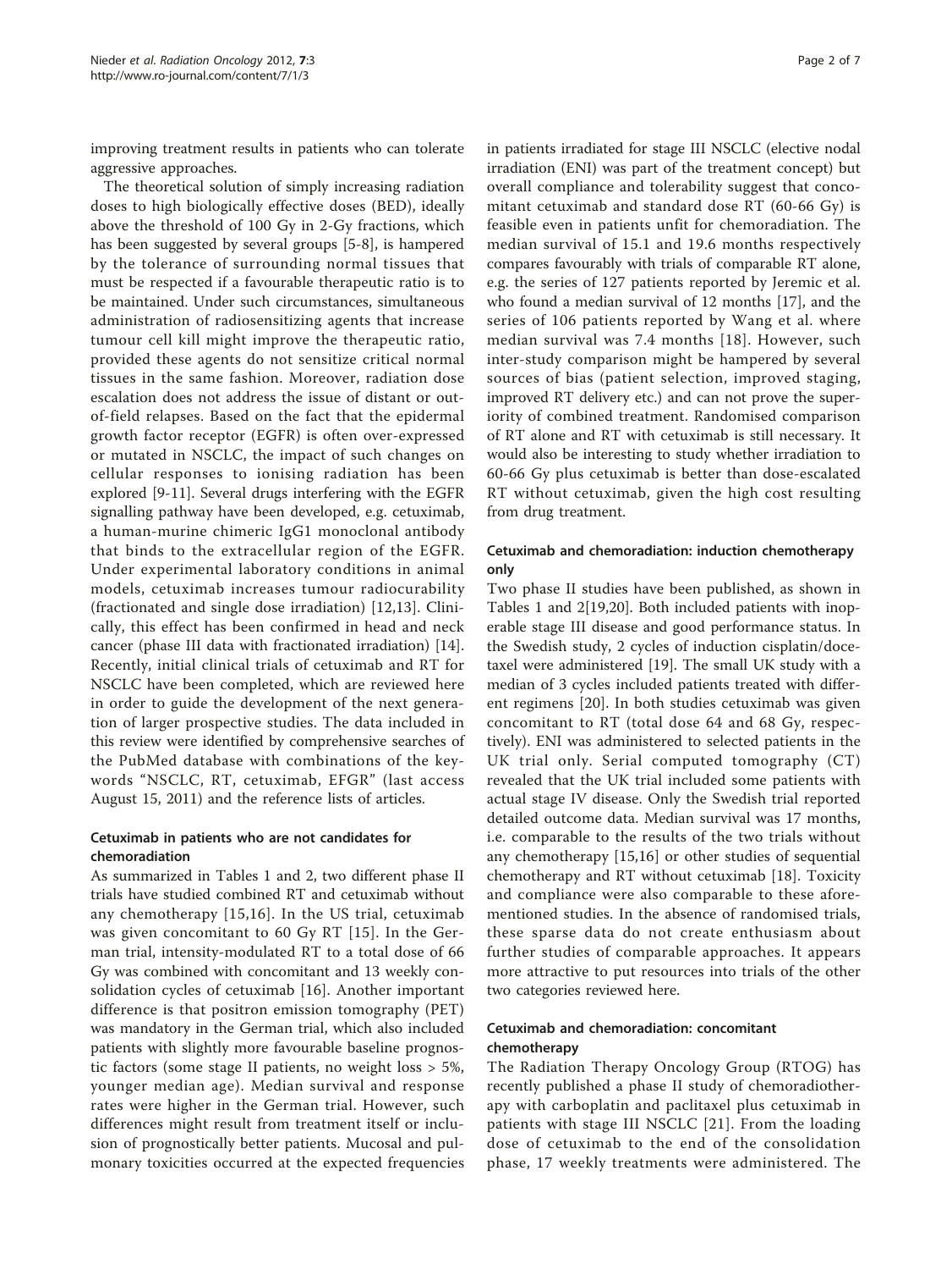improving treatment results in patients who can tolerate aggressive approaches.

The theoretical solution of simply increasing radiation doses to high biologically effective doses (BED), ideally above the threshold of 100 Gy in 2-Gy fractions, which has been suggested by several groups [5-8], is hampered by the tolerance of surrounding normal tissues that must be respected if a favourable therapeutic ratio is to be maintained. Under such circumstances, simultaneous administration of radiosensitizing agents that increase tumour cell kill might improve the therapeutic ratio, provided these agents do not sensitize critical normal tissues in the same fashion. Moreover, radiation dose escalation does not address the issue of distant or out-of-field relapses. Based on the fact that the epidermal growth factor receptor (EGFR) is often over-expressed or mutated in NSCLC, the impact of such changes on cellular responses to ionising radiation has been explored [9-11]. Several drugs interfering with the EGFR signalling pathway have been developed, e.g. cetuximab, a human-murine chimeric IgG1 monoclonal antibody that binds to the extracellular region of the EGFR. Under experimental laboratory conditions in animal models, cetuximab increases tumour radiocurability (fractionated and single dose irradiation) [12,13]. Clinically, this effect has been confirmed in head and neck cancer (phase III data with fractionated irradiation) [14]. Recently, initial clinical trials of cetuximab and RT for NSCLC have been completed, which are reviewed here in order to guide the development of the next generation of larger prospective studies. The data included in this review were identified by comprehensive searches of the PubMed database with combinations of the keywords "NSCLC, RT, cetuximab, EFGR" (last access August 15, 2011) and the reference lists of articles.

## Cetuximab in patients who are not candidates for chemoradiation

As summarized in Tables 1 and 2, two different phase II trials have studied combined RT and cetuximab without any chemotherapy [15,16]. In the US trial, cetuximab was given concomitant to 60 Gy RT [15]. In the German trial, intensity-modulated RT to a total dose of 66 Gy was combined with concomitant and 13 weekly consolidation cycles of cetuximab [16]. Another important difference is that positron emission tomography (PET) was mandatory in the German trial, which also included patients with slightly more favourable baseline prognostic factors (some stage II patients, no weight loss > 5%, younger median age). Median survival and response rates were higher in the German trial. However, such differences might result from treatment itself or inclusion of prognostically better patients. Mucosal and pulmonary toxicities occurred at the expected frequencies in patients irradiated for stage III NSCLC (elective nodal irradiation (ENI) was part of the treatment concept) but overall compliance and tolerability suggest that concomitant cetuximab and standard dose RT (60-66 Gy) is feasible even in patients unfit for chemoradiation. The median survival of 15.1 and 19.6 months respectively compares favourably with trials of comparable RT alone, e.g. the series of 127 patients reported by Jeremic et al. who found a median survival of 12 months [17], and the series of 106 patients reported by Wang et al. where median survival was 7.4 months [18]. However, such inter-study comparison might be hampered by several sources of bias (patient selection, improved staging, improved RT delivery etc.) and can not prove the superiority of combined treatment. Randomised comparison of RT alone and RT with cetuximab is still necessary. It would also be interesting to study whether irradiation to 60-66 Gy plus cetuximab is better than dose-escalated RT without cetuximab, given the high cost resulting from drug treatment.

## Cetuximab and chemoradiation: induction chemotherapy only

Two phase II studies have been published, as shown in Tables 1 and 2[19,20]. Both included patients with inoperable stage III disease and good performance status. In the Swedish study, 2 cycles of induction cisplatin/docetaxel were administered [19]. The small UK study with a median of 3 cycles included patients treated with different regimens [20]. In both studies cetuximab was given concomitant to RT (total dose 64 and 68 Gy, respectively). ENI was administered to selected patients in the UK trial only. Serial computed tomography (CT) revealed that the UK trial included some patients with actual stage IV disease. Only the Swedish trial reported detailed outcome data. Median survival was 17 months, i.e. comparable to the results of the two trials without any chemotherapy [15,16] or other studies of sequential chemotherapy and RT without cetuximab [18]. Toxicity and compliance were also comparable to these aforementioned studies. In the absence of randomised trials, these sparse data do not create enthusiasm about further studies of comparable approaches. It appears more attractive to put resources into trials of the other two categories reviewed here.

## Cetuximab and chemoradiation: concomitant chemotherapy

The Radiation Therapy Oncology Group (RTOG) has recently published a phase II study of chemoradiotherapy with carboplatin and paclitaxel plus cetuximab in patients with stage III NSCLC [21]. From the loading dose of cetuximab to the end of the consolidation phase, 17 weekly treatments were administered. The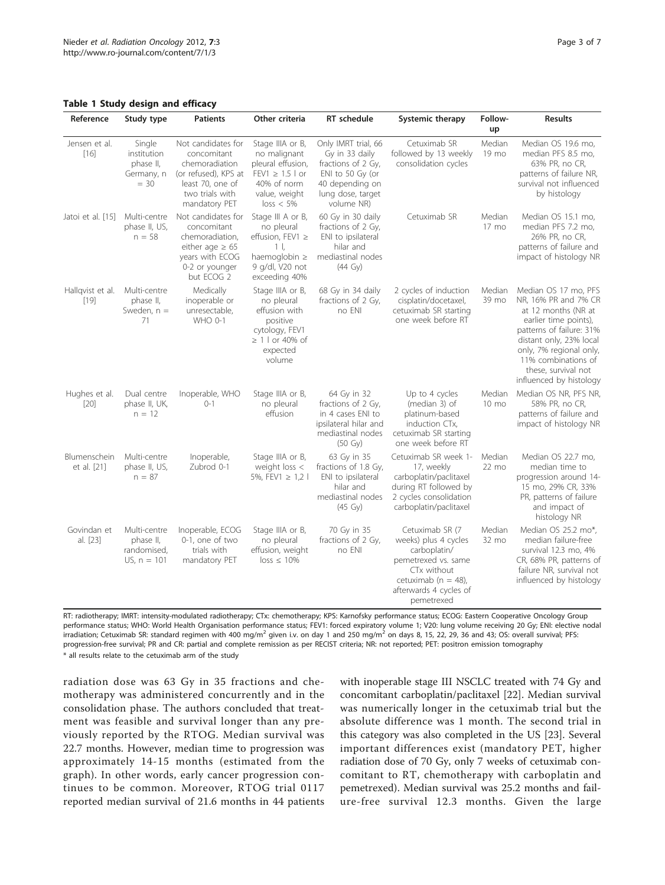**Table 1 Study design and efficacy**

| Reference | Study type | Patients | Other criteria | RT schedule | Systemic therapy | Follow-up | Results |
|---|---|---|---|---|---|---|---|
| Jensen et al. [16] | Single institution phase II, Germany, n = 30 | Not candidates for concomitant chemoradiation (or refused), KPS at least 70, one of two trials with mandatory PET | Stage IIIA or B, no malignant pleural effusion, FEV1 ≥ 1.5 l or 40% of norm value, weight loss < 5% | Only IMRT trial, 66 Gy in 33 daily fractions of 2 Gy, ENI to 50 Gy (or 40 depending on lung dose, target volume NR) | Cetuximab SR followed by 13 weekly consolidation cycles | Median 19 mo | Median OS 19.6 mo, median PFS 8.5 mo, 63% PR, no CR, patterns of failure NR, survival not influenced by histology |
| Jatoi et al. [15] | Multi-centre phase II, US, n = 58 | Not candidates for concomitant chemoradiation, either age ≥ 65 years with ECOG 0-2 or younger but ECOG 2 | Stage III A or B, no pleural effusion, FEV1 ≥ 1 l, haemoglobin ≥ 9 g/dl, V20 not exceeding 40% | 60 Gy in 30 daily fractions of 2 Gy, ENI to ipsilateral hilar and mediastinal nodes (44 Gy) | Cetuximab SR | Median 17 mo | Median OS 15.1 mo, median PFS 7.2 mo, 26% PR, no CR, patterns of failure and impact of histology NR |
| Hallqvist et al. [19] | Multi-centre phase II, Sweden, n = 71 | Medically inoperable or unresectable, WHO 0-1 | Stage IIIA or B, no pleural effusion with positive cytology, FEV1 ≥ 1 l or 40% of expected volume | 68 Gy in 34 daily fractions of 2 Gy, no ENI | 2 cycles of induction cisplatin/docetaxel, cetuximab SR starting one week before RT | Median 39 mo | Median OS 17 mo, PFS NR, 16% PR and 7% CR at 12 months (NR at earlier time points), patterns of failure: 31% distant only, 23% local only, 7% regional only, 11% combinations of these, survival not influenced by histology |
| Hughes et al. [20] | Dual centre phase II, UK, n = 12 | Inoperable, WHO 0-1 | Stage IIIA or B, no pleural effusion | 64 Gy in 32 fractions of 2 Gy, in 4 cases ENI to ipsilateral hilar and mediastinal nodes (50 Gy) | Up to 4 cycles (median 3) of platinum-based induction CTx, cetuximab SR starting one week before RT | Median 10 mo | Median OS NR, PFS NR, 58% PR, no CR, patterns of failure and impact of histology NR |
| Blumenschein et al. [21] | Multi-centre phase II, US, n = 87 | Inoperable, Zubrod 0-1 | Stage IIIA or B, weight loss < 5%, FEV1 ≥ 1,2 l | 63 Gy in 35 fractions of 1.8 Gy, ENI to ipsilateral hilar and mediastinal nodes (45 Gy) | Cetuximab SR week 1-17, weekly carboplatin/paclitaxel during RT followed by 2 cycles consolidation carboplatin/paclitaxel | Median 22 mo | Median OS 22.7 mo, median time to progression around 14-15 mo, 29% CR, 33% PR, patterns of failure and impact of histology NR |
| Govindan et al. [23] | Multi-centre phase II, randomised, US, n = 101 | Inoperable, ECOG 0-1, one of two trials with mandatory PET | Stage IIIA or B, no pleural effusion, weight loss ≤ 10% | 70 Gy in 35 fractions of 2 Gy, no ENI | Cetuximab SR (7 weeks) plus 4 cycles carboplatin/pemetrexed vs. same CTx without cetuximab (n = 48), afterwards 4 cycles of pemetrexed | Median 32 mo | Median OS 25.2 mo*, median failure-free survival 12.3 mo, 4% CR, 68% PR, patterns of failure NR, survival not influenced by histology |

RT: radiotherapy; IMRT: intensity-modulated radiotherapy; CTx: chemotherapy; KPS: Karnofsky performance status; ECOG: Eastern Cooperative Oncology Group performance status; WHO: World Health Organisation performance status; FEV1: forced expiratory volume 1; V20: lung volume receiving 20 Gy; ENI: elective nodal irradiation; Cetuximab SR: standard regimen with 400 mg/m$^2$ given i.v. on day 1 and 250 mg/m$^2$ on days 8, 15, 22, 29, 36 and 43; OS: overall survival; PFS: progression-free survival; PR and CR: partial and complete remission as per RECIST criteria; NR: not reported; PET: positron emission tomography

\* all results relate to the cetuximab arm of the study

radiation dose was 63 Gy in 35 fractions and chemotherapy was administered concurrently and in the consolidation phase. The authors concluded that treatment was feasible and survival longer than any previously reported by the RTOG. Median survival was 22.7 months. However, median time to progression was approximately 14-15 months (estimated from the graph). In other words, early cancer progression continues to be common. Moreover, RTOG trial 0117 reported median survival of 21.6 months in 44 patients with inoperable stage III NSCLC treated with 74 Gy and concomitant carboplatin/paclitaxel [22]. Median survival was numerically longer in the cetuximab trial but the absolute difference was 1 month. The second trial in this category was also completed in the US [23]. Several important differences exist (mandatory PET, higher radiation dose of 70 Gy, only 7 weeks of cetuximab concomitant to RT, chemotherapy with carboplatin and pemetrexed). Median survival was 25.2 months and failure-free survival 12.3 months. Given the large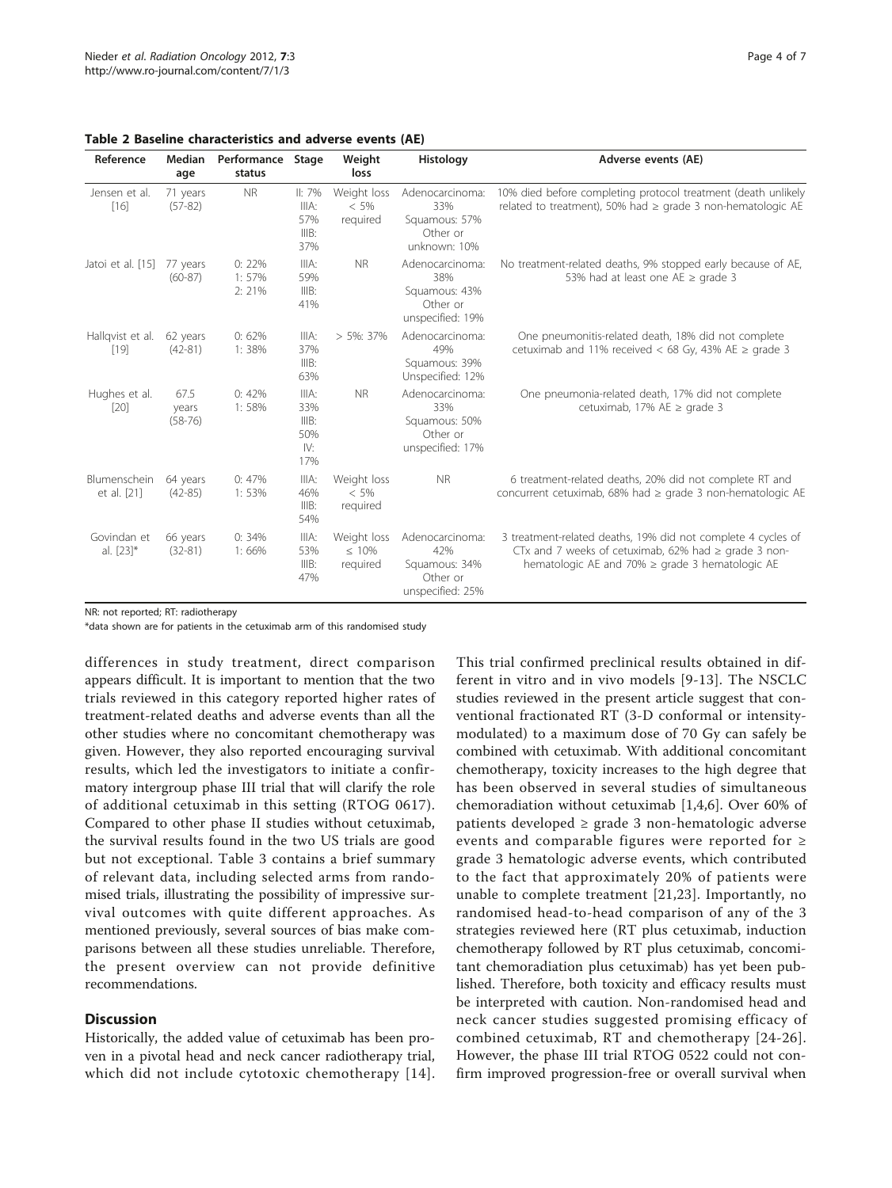**Table 2 Baseline characteristics and adverse events (AE)**

| Reference | Median age | Performance status | Stage | Weight loss | Histology | Adverse events (AE) |
|---|---|---|---|---|---|---|
| Jensen et al. [16] | 71 years (57-82) | NR | II: 7% IIIA: 57% IIIB: 37% | Weight loss < 5% required | Adenocarcinoma: 33% Squamous: 57% Other or unknown: 10% | 10% died before completing protocol treatment (death unlikely related to treatment), 50% had ≥ grade 3 non-hematologic AE |
| Jatoi et al. [15] | 77 years (60-87) | 0: 22% 1: 57% 2: 21% | IIIA: 59% IIIB: 41% | NR | Adenocarcinoma: 38% Squamous: 43% Other or unspecified: 19% | No treatment-related deaths, 9% stopped early because of AE, 53% had at least one AE ≥ grade 3 |
| Hallqvist et al. [19] | 62 years (42-81) | 0: 62% 1: 38% | IIIA: 37% IIIB: 63% | > 5%: 37% | Adenocarcinoma: 49% Squamous: 39% Unspecified: 12% | One pneumonitis-related death, 18% did not complete cetuximab and 11% received < 68 Gy, 43% AE ≥ grade 3 |
| Hughes et al. [20] | 67.5 years (58-76) | 0: 42% 1: 58% | IIIA: 33% IIIB: 50% IV: 17% | NR | Adenocarcinoma: 33% Squamous: 50% Other or unspecified: 17% | One pneumonia-related death, 17% did not complete cetuximab, 17% AE ≥ grade 3 |
| Blumenschein et al. [21] | 64 years (42-85) | 0: 47% 1: 53% | IIIA: 46% IIIB: 54% | Weight loss < 5% required | NR | 6 treatment-related deaths, 20% did not complete RT and concurrent cetuximab, 68% had ≥ grade 3 non-hematologic AE |
| Govindan et al. [23]* | 66 years (32-81) | 0: 34% 1: 66% | IIIA: 53% IIIB: 47% | Weight loss ≤ 10% required | Adenocarcinoma: 42% Squamous: 34% Other or unspecified: 25% | 3 treatment-related deaths, 19% did not complete 4 cycles of CTx and 7 weeks of cetuximab, 62% had ≥ grade 3 non-hematologic AE and 70% ≥ grade 3 hematologic AE |

NR: not reported; RT: radiotherapy

*data shown are for patients in the cetuximab arm of this randomised study

differences in study treatment, direct comparison appears difficult. It is important to mention that the two trials reviewed in this category reported higher rates of treatment-related deaths and adverse events than all the other studies where no concomitant chemotherapy was given. However, they also reported encouraging survival results, which led the investigators to initiate a confirmatory intergroup phase III trial that will clarify the role of additional cetuximab in this setting (RTOG 0617). Compared to other phase II studies without cetuximab, the survival results found in the two US trials are good but not exceptional. Table 3 contains a brief summary of relevant data, including selected arms from randomised trials, illustrating the possibility of impressive survival outcomes with quite different approaches. As mentioned previously, several sources of bias make comparisons between all these studies unreliable. Therefore, the present overview can not provide definitive recommendations.

## Discussion

Historically, the added value of cetuximab has been proven in a pivotal head and neck cancer radiotherapy trial, which did not include cytotoxic chemotherapy [14]. This trial confirmed preclinical results obtained in different in vitro and in vivo models [9-13]. The NSCLC studies reviewed in the present article suggest that conventional fractionated RT (3-D conformal or intensity-modulated) to a maximum dose of 70 Gy can safely be combined with cetuximab. With additional concomitant chemotherapy, toxicity increases to the high degree that has been observed in several studies of simultaneous chemoradiation without cetuximab [1,4,6]. Over 60% of patients developed ≥ grade 3 non-hematologic adverse events and comparable figures were reported for ≥ grade 3 hematologic adverse events, which contributed to the fact that approximately 20% of patients were unable to complete treatment [21,23]. Importantly, no randomised head-to-head comparison of any of the 3 strategies reviewed here (RT plus cetuximab, induction chemotherapy followed by RT plus cetuximab, concomitant chemoradiation plus cetuximab) has yet been published. Therefore, both toxicity and efficacy results must be interpreted with caution. Non-randomised head and neck cancer studies suggested promising efficacy of combined cetuximab, RT and chemotherapy [24-26]. However, the phase III trial RTOG 0522 could not confirm improved progression-free or overall survival when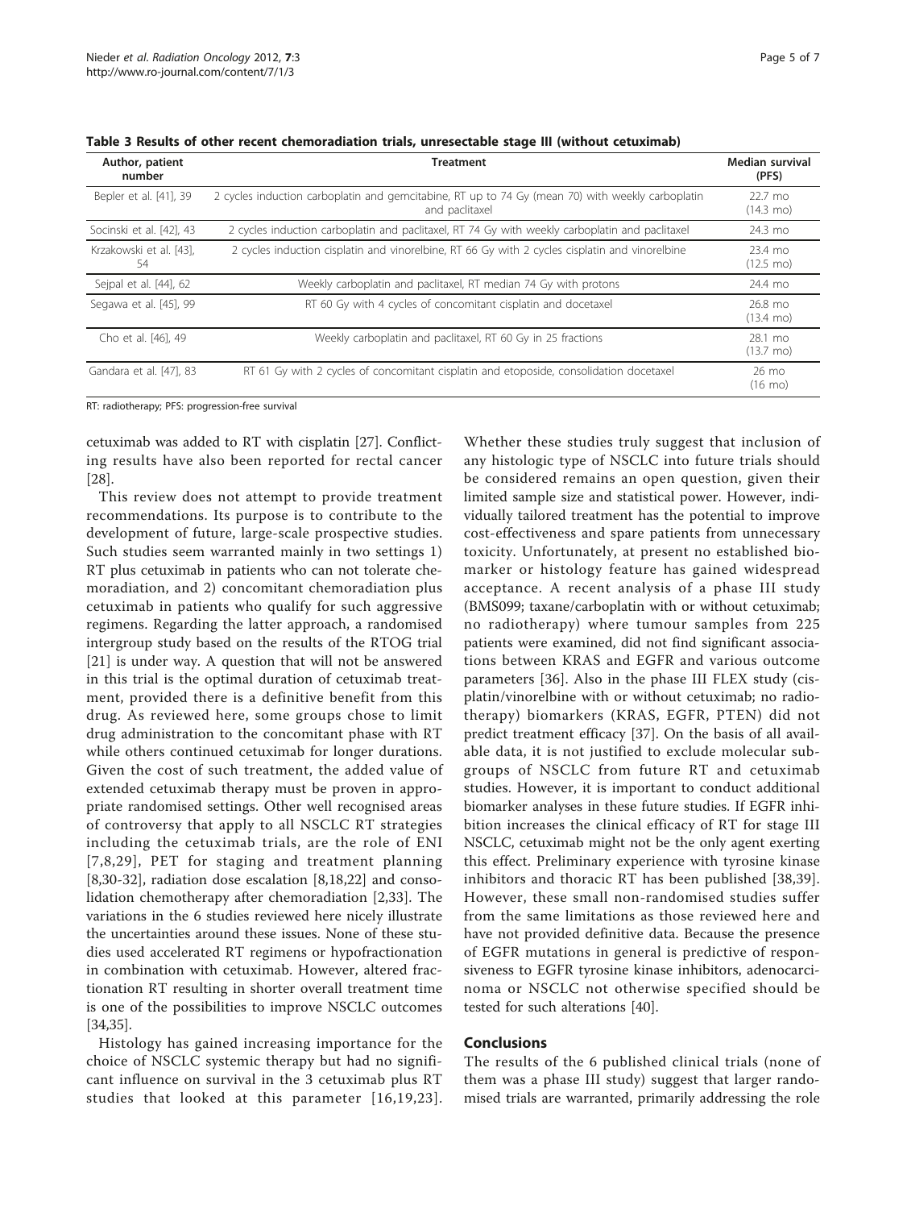**Table 3 Results of other recent chemoradiation trials, unresectable stage III (without cetuximab)**

| Author, patient number | Treatment | Median survival (PFS) |
| --- | --- | --- |
| Bepler et al. [41], 39 | 2 cycles induction carboplatin and gemcitabine, RT up to 74 Gy (mean 70) with weekly carboplatin and paclitaxel | 22.7 mo (14.3 mo) |
| Socinski et al. [42], 43 | 2 cycles induction carboplatin and paclitaxel, RT 74 Gy with weekly carboplatin and paclitaxel | 24.3 mo |
| Krzakowski et al. [43], 54 | 2 cycles induction cisplatin and vinorelbine, RT 66 Gy with 2 cycles cisplatin and vinorelbine | 23.4 mo (12.5 mo) |
| Sejpal et al. [44], 62 | Weekly carboplatin and paclitaxel, RT median 74 Gy with protons | 24.4 mo |
| Segawa et al. [45], 99 | RT 60 Gy with 4 cycles of concomitant cisplatin and docetaxel | 26.8 mo (13.4 mo) |
| Cho et al. [46], 49 | Weekly carboplatin and paclitaxel, RT 60 Gy in 25 fractions | 28.1 mo (13.7 mo) |
| Gandara et al. [47], 83 | RT 61 Gy with 2 cycles of concomitant cisplatin and etoposide, consolidation docetaxel | 26 mo (16 mo) |

RT: radiotherapy; PFS: progression-free survival

cetuximab was added to RT with cisplatin [27]. Conflicting results have also been reported for rectal cancer [28].

This review does not attempt to provide treatment recommendations. Its purpose is to contribute to the development of future, large-scale prospective studies. Such studies seem warranted mainly in two settings 1) RT plus cetuximab in patients who can not tolerate chemoradiation, and 2) concomitant chemoradiation plus cetuximab in patients who qualify for such aggressive regimens. Regarding the latter approach, a randomised intergroup study based on the results of the RTOG trial [21] is under way. A question that will not be answered in this trial is the optimal duration of cetuximab treatment, provided there is a definitive benefit from this drug. As reviewed here, some groups chose to limit drug administration to the concomitant phase with RT while others continued cetuximab for longer durations. Given the cost of such treatment, the added value of extended cetuximab therapy must be proven in appropriate randomised settings. Other well recognised areas of controversy that apply to all NSCLC RT strategies including the cetuximab trials, are the role of ENI [7,8,29], PET for staging and treatment planning [8,30-32], radiation dose escalation [8,18,22] and consolidation chemotherapy after chemoradiation [2,33]. The variations in the 6 studies reviewed here nicely illustrate the uncertainties around these issues. None of these studies used accelerated RT regimens or hypofractionation in combination with cetuximab. However, altered fractionation RT resulting in shorter overall treatment time is one of the possibilities to improve NSCLC outcomes [34,35].

Histology has gained increasing importance for the choice of NSCLC systemic therapy but had no significant influence on survival in the 3 cetuximab plus RT studies that looked at this parameter [16,19,23]. Whether these studies truly suggest that inclusion of any histologic type of NSCLC into future trials should be considered remains an open question, given their limited sample size and statistical power. However, individually tailored treatment has the potential to improve cost-effectiveness and spare patients from unnecessary toxicity. Unfortunately, at present no established biomarker or histology feature has gained widespread acceptance. A recent analysis of a phase III study (BMS099; taxane/carboplatin with or without cetuximab; no radiotherapy) where tumour samples from 225 patients were examined, did not find significant associations between KRAS and EGFR and various outcome parameters [36]. Also in the phase III FLEX study (cisplatin/vinorelbine with or without cetuximab; no radiotherapy) biomarkers (KRAS, EGFR, PTEN) did not predict treatment efficacy [37]. On the basis of all available data, it is not justified to exclude molecular subgroups of NSCLC from future RT and cetuximab studies. However, it is important to conduct additional biomarker analyses in these future studies. If EGFR inhibition increases the clinical efficacy of RT for stage III NSCLC, cetuximab might not be the only agent exerting this effect. Preliminary experience with tyrosine kinase inhibitors and thoracic RT has been published [38,39]. However, these small non-randomised studies suffer from the same limitations as those reviewed here and have not provided definitive data. Because the presence of EGFR mutations in general is predictive of responsiveness to EGFR tyrosine kinase inhibitors, adenocarcinoma or NSCLC not otherwise specified should be tested for such alterations [40].

## Conclusions

The results of the 6 published clinical trials (none of them was a phase III study) suggest that larger randomised trials are warranted, primarily addressing the role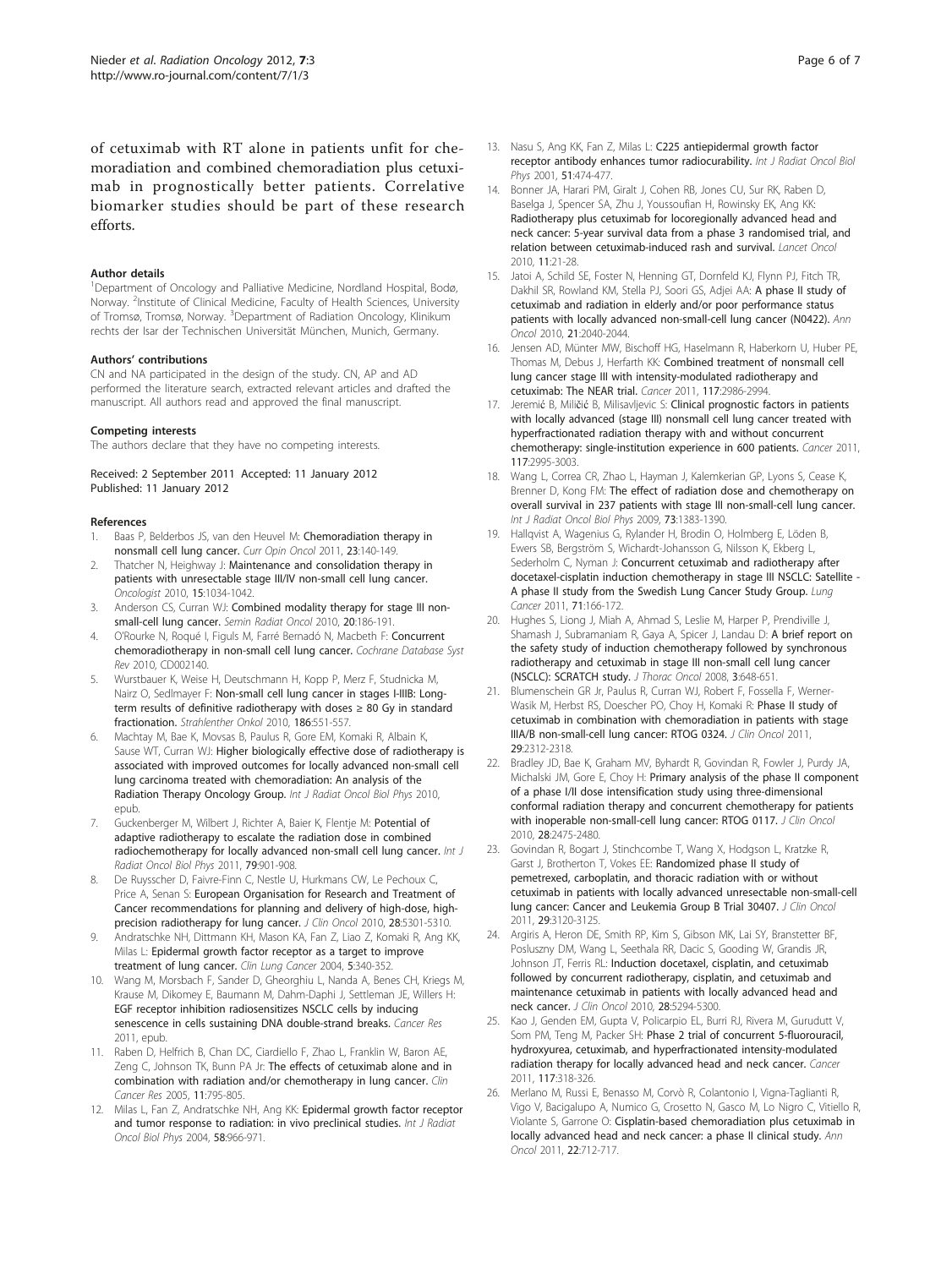of cetuximab with RT alone in patients unfit for chemoradiation and combined chemoradiation plus cetuximab in prognostically better patients. Correlative biomarker studies should be part of these research efforts.

#### Author details

[1]Department of Oncology and Palliative Medicine, Nordland Hospital, Bodø, Norway. [2]Institute of Clinical Medicine, Faculty of Health Sciences, University of Tromsø, Tromsø, Norway. [3]Department of Radiation Oncology, Klinikum rechts der Isar der Technischen Universität München, Munich, Germany.

#### Authors' contributions

CN and NA participated in the design of the study. CN, AP and AD performed the literature search, extracted relevant articles and drafted the manuscript. All authors read and approved the final manuscript.

#### Competing interests

The authors declare that they have no competing interests.

Received: 2 September 2011 Accepted: 11 January 2012
Published: 11 January 2012

#### References

1. Baas P, Belderbos JS, van den Heuvel M: **Chemoradiation therapy in nonsmall cell lung cancer.** *Curr Opin Oncol* 2011, **23**:140-149.
2. Thatcher N, Heighway J: **Maintenance and consolidation therapy in patients with unresectable stage III/IV non-small cell lung cancer.** *Oncologist* 2010, **15**:1034-1042.
3. Anderson CS, Curran WJ: **Combined modality therapy for stage III non-small-cell lung cancer.** *Semin Radiat Oncol* 2010, **20**:186-191.
4. O'Rourke N, Roqué I, Figuls M, Farré Bernadó N, Macbeth F: **Concurrent chemoradiotherapy in non-small cell lung cancer.** *Cochrane Database Syst Rev* 2010, CD002140.
5. Wurstbauer K, Weise H, Deutschmann H, Kopp P, Merz F, Studnicka M, Nairz O, Sedlmayer F: **Non-small cell lung cancer in stages I-IIIB: Long-term results of definitive radiotherapy with doses ≥ 80 Gy in standard fractionation.** *Strahlenther Onkol* 2010, **186**:551-557.
6. Machtay M, Bae K, Movsas B, Paulus R, Gore EM, Komaki R, Albain K, Sause WT, Curran WJ: **Higher biologically effective dose of radiotherapy is associated with improved outcomes for locally advanced non-small cell lung carcinoma treated with chemoradiation: An analysis of the Radiation Therapy Oncology Group.** *Int J Radiat Oncol Biol Phys* 2010, epub.
7. Guckenberger M, Wilbert J, Richter A, Baier K, Flentje M: **Potential of adaptive radiotherapy to escalate the radiation dose in combined radiochemotherapy for locally advanced non-small cell lung cancer.** *Int J Radiat Oncol Biol Phys* 2011, **79**:901-908.
8. De Ruysscher D, Faivre-Finn C, Nestle U, Hurkmans CW, Le Pechoux C, Price A, Senan S: **European Organisation for Research and Treatment of Cancer recommendations for planning and delivery of high-dose, high-precision radiotherapy for lung cancer.** *J Clin Oncol* 2010, **28**:5301-5310.
9. Andratschke NH, Dittmann KH, Mason KA, Fan Z, Liao Z, Komaki R, Ang KK, Milas L: **Epidermal growth factor receptor as a target to improve treatment of lung cancer.** *Clin Lung Cancer* 2004, **5**:340-352.
10. Wang M, Morsbach F, Sander D, Gheorghiu L, Nanda A, Benes CH, Kriegs M, Krause M, Dikomey E, Baumann M, Dahm-Daphi J, Settleman JE, Willers H: **EGF receptor inhibition radiosensitizes NSCLC cells by inducing senescence in cells sustaining DNA double-strand breaks.** *Cancer Res* 2011, epub.
11. Raben D, Helfrich B, Chan DC, Ciardiello F, Zhao L, Franklin W, Baron AE, Zeng C, Johnson TK, Bunn PA Jr: **The effects of cetuximab alone and in combination with radiation and/or chemotherapy in lung cancer.** *Clin Cancer Res* 2005, **11**:795-805.
12. Milas L, Fan Z, Andratschke NH, Ang KK: **Epidermal growth factor receptor and tumor response to radiation: in vivo preclinical studies.** *Int J Radiat Oncol Biol Phys* 2004, **58**:966-971.
13. Nasu S, Ang KK, Fan Z, Milas L: **C225 antiepidermal growth factor receptor antibody enhances tumor radiocurability.** *Int J Radiat Oncol Biol Phys* 2001, **51**:474-477.
14. Bonner JA, Harari PM, Giralt J, Cohen RB, Jones CU, Sur RK, Raben D, Baselga J, Spencer SA, Zhu J, Youssoufian H, Rowinsky EK, Ang KK: **Radiotherapy plus cetuximab for locoregionally advanced head and neck cancer: 5-year survival data from a phase 3 randomised trial, and relation between cetuximab-induced rash and survival.** *Lancet Oncol* 2010, **11**:21-28.
15. Jatoi A, Schild SE, Foster N, Henning GT, Dornfeld KJ, Flynn PJ, Fitch TR, Dakhil SR, Rowland KM, Stella PJ, Soori GS, Adjei AA: **A phase II study of cetuximab and radiation in elderly and/or poor performance status patients with locally advanced non-small-cell lung cancer (N0422).** *Ann Oncol* 2010, **21**:2040-2044.
16. Jensen AD, Münter MW, Bischoff HG, Haselmann R, Haberkorn U, Huber PE, Thomas M, Debus J, Herfarth KK: **Combined treatment of nonsmall cell lung cancer stage III with intensity-modulated radiotherapy and cetuximab: The NEAR trial.** *Cancer* 2011, **117**:2986-2994.
17. Jeremić B, Miličić B, Milisavljevic S: **Clinical prognostic factors in patients with locally advanced (stage III) nonsmall cell lung cancer treated with hyperfractionated radiation therapy with and without concurrent chemotherapy: single-institution experience in 600 patients.** *Cancer* 2011, **117**:2995-3003.
18. Wang L, Correa CR, Zhao L, Hayman J, Kalemkerian GP, Lyons S, Cease K, Brenner D, Kong FM: **The effect of radiation dose and chemotherapy on overall survival in 237 patients with stage III non-small-cell lung cancer.** *Int J Radiat Oncol Biol Phys* 2009, **73**:1383-1390.
19. Hallqvist A, Wagenius G, Rylander H, Brodin O, Holmberg E, Lödén B, Ewers SB, Bergström S, Wichardt-Johansson G, Nilsson K, Ekberg L, Sederholm C, Nyman J: **Concurrent cetuximab and radiotherapy after docetaxel-cisplatin induction chemotherapy in stage III NSCLC: Satellite - A phase II study from the Swedish Lung Cancer Study Group.** *Lung Cancer* 2011, **71**:166-172.
20. Hughes S, Liong J, Miah A, Ahmad S, Leslie M, Harper P, Prendiville J, Shamash J, Subramaniam R, Gaya A, Spicer J, Landau D: **A brief report on the safety study of induction chemotherapy followed by synchronous radiotherapy and cetuximab in stage III non-small cell lung cancer (NSCLC): SCRATCH study.** *J Thorac Oncol* 2008, **3**:648-651.
21. Blumenschein GR Jr, Paulus R, Curran WJ, Robert F, Fossella F, Werner-Wasik M, Herbst RS, Doescher PO, Choy H, Komaki R: **Phase II study of cetuximab in combination with chemoradiation in patients with stage IIIA/B non-small-cell lung cancer: RTOG 0324.** *J Clin Oncol* 2011, **29**:2312-2318.
22. Bradley JD, Bae K, Graham MV, Byhardt R, Govindan R, Fowler J, Purdy JA, Michalski JM, Gore E, Choy H: **Primary analysis of the phase II component of a phase I/II dose intensification study using three-dimensional conformal radiation therapy and concurrent chemotherapy for patients with inoperable non-small-cell lung cancer: RTOG 0117.** *J Clin Oncol* 2010, **28**:2475-2480.
23. Govindan R, Bogart J, Stinchcombe T, Wang X, Hodgson L, Kratzke R, Garst J, Brotherton T, Vokes EE: **Randomized phase II study of pemetrexed, carboplatin, and thoracic radiation with or without cetuximab in patients with locally advanced unresectable non-small-cell lung cancer: Cancer and Leukemia Group B Trial 30407.** *J Clin Oncol* 2011, **29**:3120-3125.
24. Argiris A, Heron DE, Smith RP, Kim S, Gibson MK, Lai SY, Branstetter BF, Posluszny DM, Wang L, Seethala RR, Dacic S, Gooding W, Grandis JR, Johnson JT, Ferris RL: **Induction docetaxel, cisplatin, and cetuximab followed by concurrent radiotherapy, cisplatin, and cetuximab and maintenance cetuximab in patients with locally advanced head and neck cancer.** *J Clin Oncol* 2010, **28**:5294-5300.
25. Kao J, Genden EM, Gupta V, Policarpio EL, Burri RJ, Rivera M, Gurudutt V, Som PM, Teng M, Packer SH: **Phase 2 trial of concurrent 5-fluorouracil, hydroxyurea, cetuximab, and hyperfractionated intensity-modulated radiation therapy for locally advanced head and neck cancer.** *Cancer* 2011, **117**:318-326.
26. Merlano M, Russi E, Benasso M, Corvò R, Colantonio I, Vigna-Taglianti R, Vigo V, Bacigalupo A, Numico G, Crosetto N, Gasco M, Lo Nigro C, Vitiello R, Violante S, Garrone O: **Cisplatin-based chemoradiation plus cetuximab in locally advanced head and neck cancer: a phase II clinical study.** *Ann Oncol* 2011, **22**:712-717.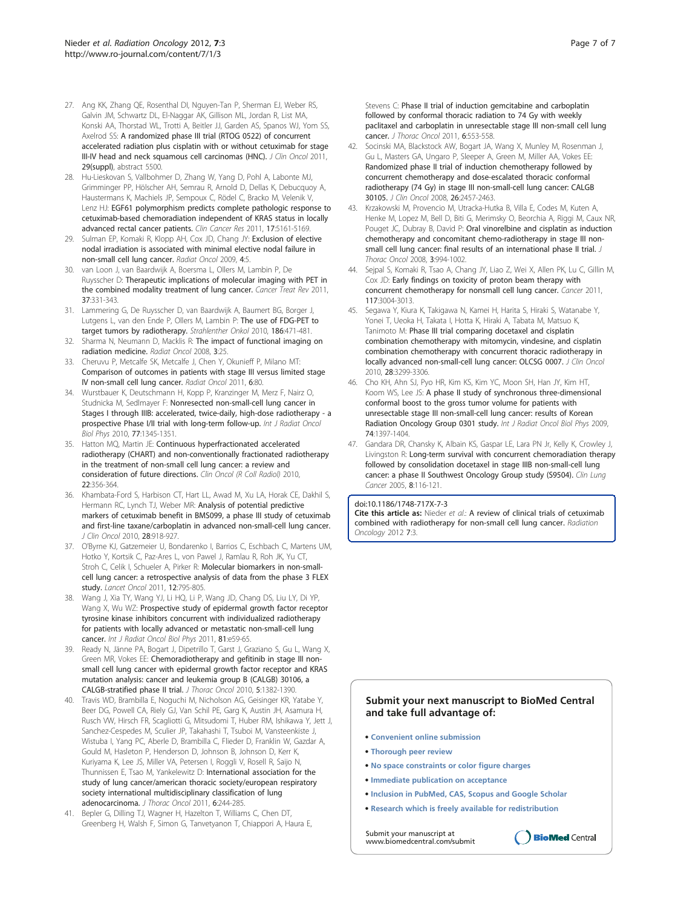27. Ang KK, Zhang QE, Rosenthal DI, Nguyen-Tan P, Sherman EJ, Weber RS, Galvin JM, Schwartz DL, El-Naggar AK, Gillison ML, Jordan R, List MA, Konski AA, Thorstad WL, Trotti A, Beitler JJ, Garden AS, Spanos WJ, Yom SS, Axelrod SS: **A randomized phase III trial (RTOG 0522) of concurrent accelerated radiation plus cisplatin with or without cetuximab for stage III-IV head and neck squamous cell carcinomas (HNC).** *J Clin Oncol* 2011, **29(suppl)**, abstract 5500.
28. Hu-Lieskovan S, Vallbohmer D, Zhang W, Yang D, Pohl A, Labonte MJ, Grimminger PP, Hölscher AH, Semrau R, Arnold D, Dellas K, Debucquoy A, Haustermans K, Machiels JP, Sempoux C, Rödel C, Bracko M, Velenik V, Lenz HJ: **EGF61 polymorphism predicts complete pathologic response to cetuximab-based chemoradiation independent of KRAS status in locally advanced rectal cancer patients.** *Clin Cancer Res* 2011, **17**:5161-5169.
29. Sulman EP, Komaki R, Klopp AH, Cox JD, Chang JY: **Exclusion of elective nodal irradiation is associated with minimal elective nodal failure in non-small cell lung cancer.** *Radiat Oncol* 2009, **4**:5.
30. van Loon J, van Baardwijk A, Boersma L, Ollers M, Lambin P, De Ruysscher D: **Therapeutic implications of molecular imaging with PET in the combined modality treatment of lung cancer.** *Cancer Treat Rev* 2011, **37**:331-343.
31. Lammering G, De Ruysscher D, van Baardwijk A, Baumert BG, Borger J, Lutgens L, van den Ende P, Ollers M, Lambin P: **The use of FDG-PET to target tumors by radiotherapy.** *Strahlenther Onkol* 2010, **186**:471-481.
32. Sharma N, Neumann D, Macklis R: **The impact of functional imaging on radiation medicine.** *Radiat Oncol* 2008, **3**:25.
33. Cheruvu P, Metcalfe SK, Metcalfe J, Chen Y, Okunieff P, Milano MT: **Comparison of outcomes in patients with stage III versus limited stage IV non-small cell lung cancer.** *Radiat Oncol* 2011, **6**:80.
34. Wurstbauer K, Deutschmann H, Kopp P, Kranzinger M, Merz F, Nairz O, Studnicka M, Sedlmayer F: **Nonresected non-small-cell lung cancer in Stages I through IIIB: accelerated, twice-daily, high-dose radiotherapy - a prospective Phase I/II trial with long-term follow-up.** *Int J Radiat Oncol Biol Phys* 2010, **77**:1345-1351.
35. Hatton MQ, Martin JE: **Continuous hyperfractionated accelerated radiotherapy (CHART) and non-conventionally fractionated radiotherapy in the treatment of non-small cell lung cancer: a review and consideration of future directions.** *Clin Oncol (R Coll Radiol)* 2010, **22**:356-364.
36. Khambata-Ford S, Harbison CT, Hart LL, Awad M, Xu LA, Horak CE, Dakhil S, Hermann RC, Lynch TJ, Weber MR: **Analysis of potential predictive markers of cetuximab benefit in BMS099, a phase III study of cetuximab and first-line taxane/carboplatin in advanced non-small-cell lung cancer.** *J Clin Oncol* 2010, **28**:918-927.
37. O'Byrne KJ, Gatzemeier U, Bondarenko I, Barrios C, Eschbach C, Martens UM, Hotko Y, Kortsik C, Paz-Ares L, von Pawel J, Ramlau R, Roh JK, Yu CT, Stroh C, Celik I, Schueler A, Pirker R: **Molecular biomarkers in non-small-cell lung cancer: a retrospective analysis of data from the phase 3 FLEX study.** *Lancet Oncol* 2011, **12**:795-805.
38. Wang J, Xia TY, Wang YJ, Li HQ, Li P, Wang JD, Chang DS, Liu LY, Di YP, Wang X, Wu WZ: **Prospective study of epidermal growth factor receptor tyrosine kinase inhibitors concurrent with individualized radiotherapy for patients with locally advanced or metastatic non-small-cell lung cancer.** *Int J Radiat Oncol Biol Phys* 2011, **81**:e59-65.
39. Ready N, Jänne PA, Bogart J, Dipetrillo T, Garst J, Graziano S, Gu L, Wang X, Green MR, Vokes EE: **Chemoradiotherapy and gefitinib in stage III non-small cell lung cancer with epidermal growth factor receptor and KRAS mutation analysis: cancer and leukemia group B (CALGB) 30106, a CALGB-stratified phase II trial.** *J Thorac Oncol* 2010, **5**:1382-1390.
40. Travis WD, Brambilla E, Noguchi M, Nicholson AG, Geisinger KR, Yatabe Y, Beer DG, Powell CA, Riely GJ, Van Schil PE, Garg K, Austin JH, Asamura H, Rusch VW, Hirsch FR, Scagliotti G, Mitsudomi T, Huber RM, Ishikawa Y, Jett J, Sanchez-Cespedes M, Sculier JP, Takahashi T, Tsuboi M, Vansteenkiste J, Wistuba I, Yang PC, Aberle D, Brambilla C, Flieder D, Franklin W, Gazdar A, Gould M, Hasleton P, Henderson D, Johnson B, Johnson D, Kerr K, Kuriyama K, Lee JS, Miller VA, Petersen I, Roggli V, Rosell R, Saijo N, Thunnissen E, Tsao M, Yankelewitz D: **International association for the study of lung cancer/american thoracic society/european respiratory society international multidisciplinary classification of lung adenocarcinoma.** *J Thorac Oncol* 2011, **6**:244-285.
41. Bepler G, Dilling TJ, Wagner H, Hazelton T, Williams C, Chen DT, Greenberg H, Walsh F, Simon G, Tanvetyanon T, Chiappori A, Haura E, Stevens C: **Phase II trial of induction gemcitabine and carboplatin followed by conformal thoracic radiation to 74 Gy with weekly paclitaxel and carboplatin in unresectable stage III non-small cell lung cancer.** *J Thorac Oncol* 2011, **6**:553-558.
42. Socinski MA, Blackstock AW, Bogart JA, Wang X, Munley M, Rosenman J, Gu L, Masters GA, Ungaro P, Sleeper A, Green M, Miller AA, Vokes EE: **Randomized phase II trial of induction chemotherapy followed by concurrent chemotherapy and dose-escalated thoracic conformal radiotherapy (74 Gy) in stage III non-small-cell lung cancer: CALGB 30105.** *J Clin Oncol* 2008, **26**:2457-2463.
43. Krzakowski M, Provencio M, Utracka-Hutka B, Villa E, Codes M, Kuten A, Henke M, Lopez M, Bell D, Biti G, Merimsky O, Beorchia A, Riggi M, Caux NR, Pouget JC, Dubray B, David P: **Oral vinorelbine and cisplatin as induction chemotherapy and concomitant chemo-radiotherapy in stage III non-small cell lung cancer: final results of an international phase II trial.** *J Thorac Oncol* 2008, **3**:994-1002.
44. Sejpal S, Komaki R, Tsao A, Chang JY, Liao Z, Wei X, Allen PK, Lu C, Gillin M, Cox JD: **Early findings on toxicity of proton beam therapy with concurrent chemotherapy for nonsmall cell lung cancer.** *Cancer* 2011, **117**:3004-3013.
45. Segawa Y, Kiura K, Takigawa N, Kamei H, Harita S, Hiraki S, Watanabe Y, Yonei T, Ueoka H, Takata I, Hotta K, Hiraki A, Tabata M, Matsuo K, Tanimoto M: **Phase III trial comparing docetaxel and cisplatin combination chemotherapy with mitomycin, vindesine, and cisplatin combination chemotherapy with concurrent thoracic radiotherapy in locally advanced non-small-cell lung cancer: OLCSG 0007.** *J Clin Oncol* 2010, **28**:3299-3306.
46. Cho KH, Ahn SJ, Pyo HR, Kim KS, Kim YC, Moon SH, Han JY, Kim HT, Koom WS, Lee JS: **A phase II study of synchronous three-dimensional conformal boost to the gross tumor volume for patients with unresectable stage III non-small-cell lung cancer: results of Korean Radiation Oncology Group 0301 study.** *Int J Radiat Oncol Biol Phys* 2009, **74**:1397-1404.
47. Gandara DR, Chansky K, Albain KS, Gaspar LE, Lara PN Jr, Kelly K, Crowley J, Livingston R: **Long-term survival with concurrent chemoradiation therapy followed by consolidation docetaxel in stage IIIB non-small-cell lung cancer: a phase II Southwest Oncology Group study (S9504).** *Clin Lung Cancer* 2005, **8**:116-121.

doi:10.1186/1748-717X-7-3
**Cite this article as:** Nieder *et al.*: A review of clinical trials of cetuximab combined with radiotherapy for non-small cell lung cancer. *Radiation Oncology* 2012 **7**:3.

**Submit your next manuscript to BioMed Central and take full advantage of:**

- Convenient online submission
- Thorough peer review
- No space constraints or color figure charges
- Immediate publication on acceptance
- Inclusion in PubMed, CAS, Scopus and Google Scholar
- Research which is freely available for redistribution

Submit your manuscript at
www.biomedcentral.com/submit